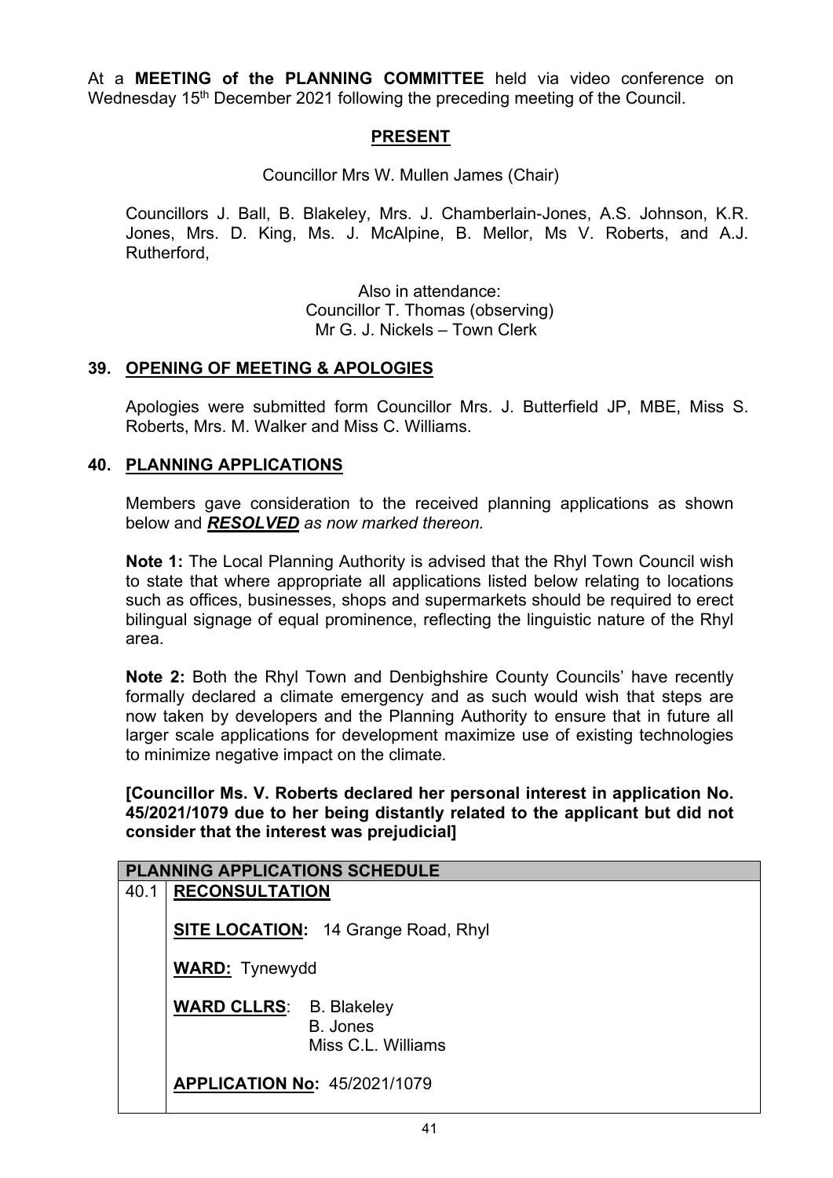At a **MEETING of the PLANNING COMMITTEE** held via video conference on Wednesday 15th December 2021 following the preceding meeting of the Council.

## PRESENT

Councillor Mrs W. Mullen James (Chair)

Councillors J. Ball, B. Blakeley, Mrs. J. Chamberlain-Jones, A.S. Johnson, K.R. Jones, Mrs. D. King, Ms. J. McAlpine, B. Mellor, Ms V. Roberts, and A.J. Rutherford,

Also in attendance:
Councillor T. Thomas (observing)
Mr G. J. Nickels – Town Clerk

## 39. OPENING OF MEETING & APOLOGIES

Apologies were submitted form Councillor Mrs. J. Butterfield JP, MBE, Miss S. Roberts, Mrs. M. Walker and Miss C. Williams.

## 40. PLANNING APPLICATIONS

Members gave consideration to the received planning applications as shown below and ***RESOLVED*** *as now marked thereon.*

**Note 1:** The Local Planning Authority is advised that the Rhyl Town Council wish to state that where appropriate all applications listed below relating to locations such as offices, businesses, shops and supermarkets should be required to erect bilingual signage of equal prominence, reflecting the linguistic nature of the Rhyl area.

**Note 2:** Both the Rhyl Town and Denbighshire County Councils' have recently formally declared a climate emergency and as such would wish that steps are now taken by developers and the Planning Authority to ensure that in future all larger scale applications for development maximize use of existing technologies to minimize negative impact on the climate*.*

**[Councillor Ms. V. Roberts declared her personal interest in application No. 45/2021/1079 due to her being distantly related to the applicant but did not consider that the interest was prejudicial]**

| PLANNING APPLICATIONS SCHEDULE | |
|---|---|
| 40.1 | **RECONSULTATION**<br><br>**SITE LOCATION:** 14 Grange Road, Rhyl<br><br>**WARD:** Tynewydd<br><br>**WARD CLLRS**: B. Blakeley<br>B. Jones<br>Miss C.L. Williams<br><br>**APPLICATION No:** 45/2021/1079 |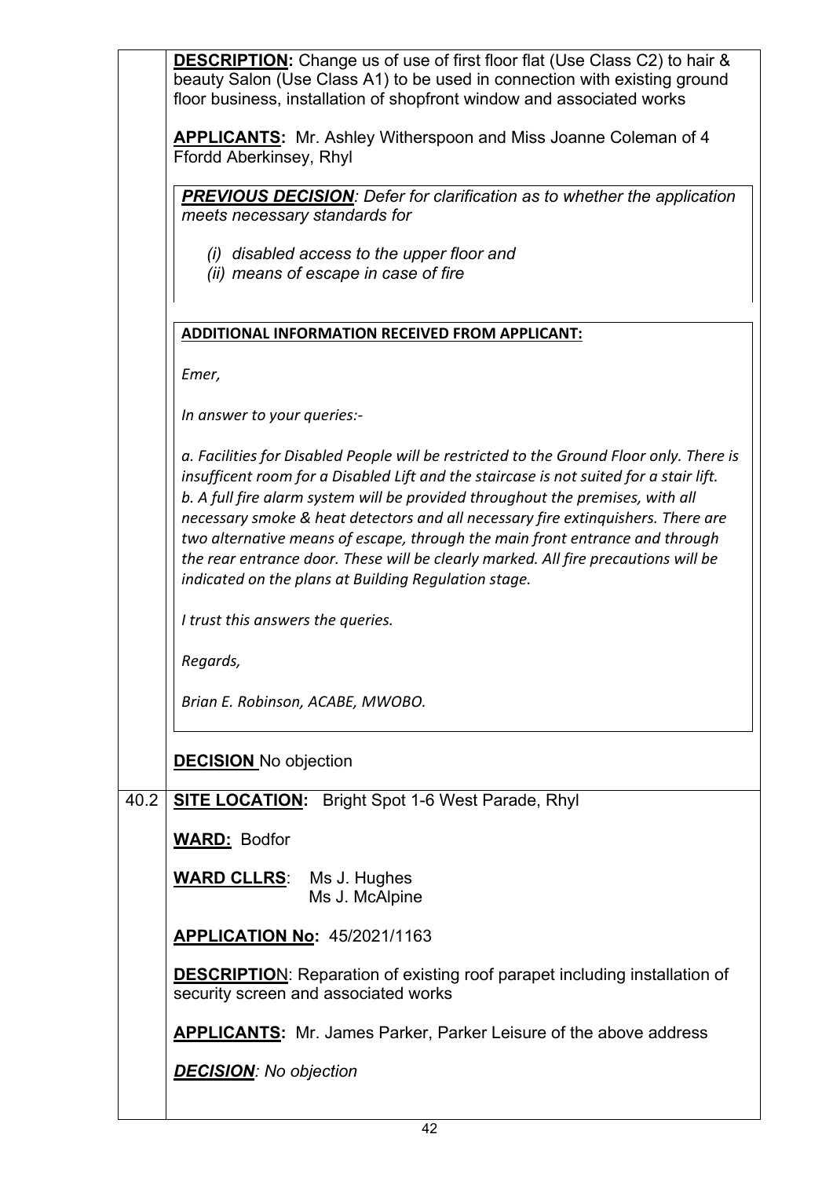**DESCRIPTION:** Change us of use of first floor flat (Use Class C2) to hair & beauty Salon (Use Class A1) to be used in connection with existing ground floor business, installation of shopfront window and associated works

**APPLICANTS:** Mr. Ashley Witherspoon and Miss Joanne Coleman of 4 Ffordd Aberkinsey, Rhyl

***PREVIOUS DECISION**: Defer for clarification as to whether the application meets necessary standards for*

*(i) disabled access to the upper floor and*
*(ii) means of escape in case of fire*

**ADDITIONAL INFORMATION RECEIVED FROM APPLICANT:**

*Emer,*

*In answer to your queries:-*

*a. Facilities for Disabled People will be restricted to the Ground Floor only. There is insufficent room for a Disabled Lift and the staircase is not suited for a stair lift.*
*b. A full fire alarm system will be provided throughout the premises, with all necessary smoke & heat detectors and all necessary fire extinquishers. There are two alternative means of escape, through the main front entrance and through the rear entrance door. These will be clearly marked. All fire precautions will be indicated on the plans at Building Regulation stage.*

*I trust this answers the queries.*

*Regards,*

*Brian E. Robinson, ACABE, MWOBO.*

**DECISION** No objection

40.2 **SITE LOCATION:** Bright Spot 1-6 West Parade, Rhyl

**WARD:** Bodfor

**WARD CLLRS**: Ms J. Hughes
Ms J. McAlpine

**APPLICATION No:** 45/2021/1163

**DESCRIPTION**: Reparation of existing roof parapet including installation of security screen and associated works

**APPLICANTS:** Mr. James Parker, Parker Leisure of the above address

***DECISION**: No objection*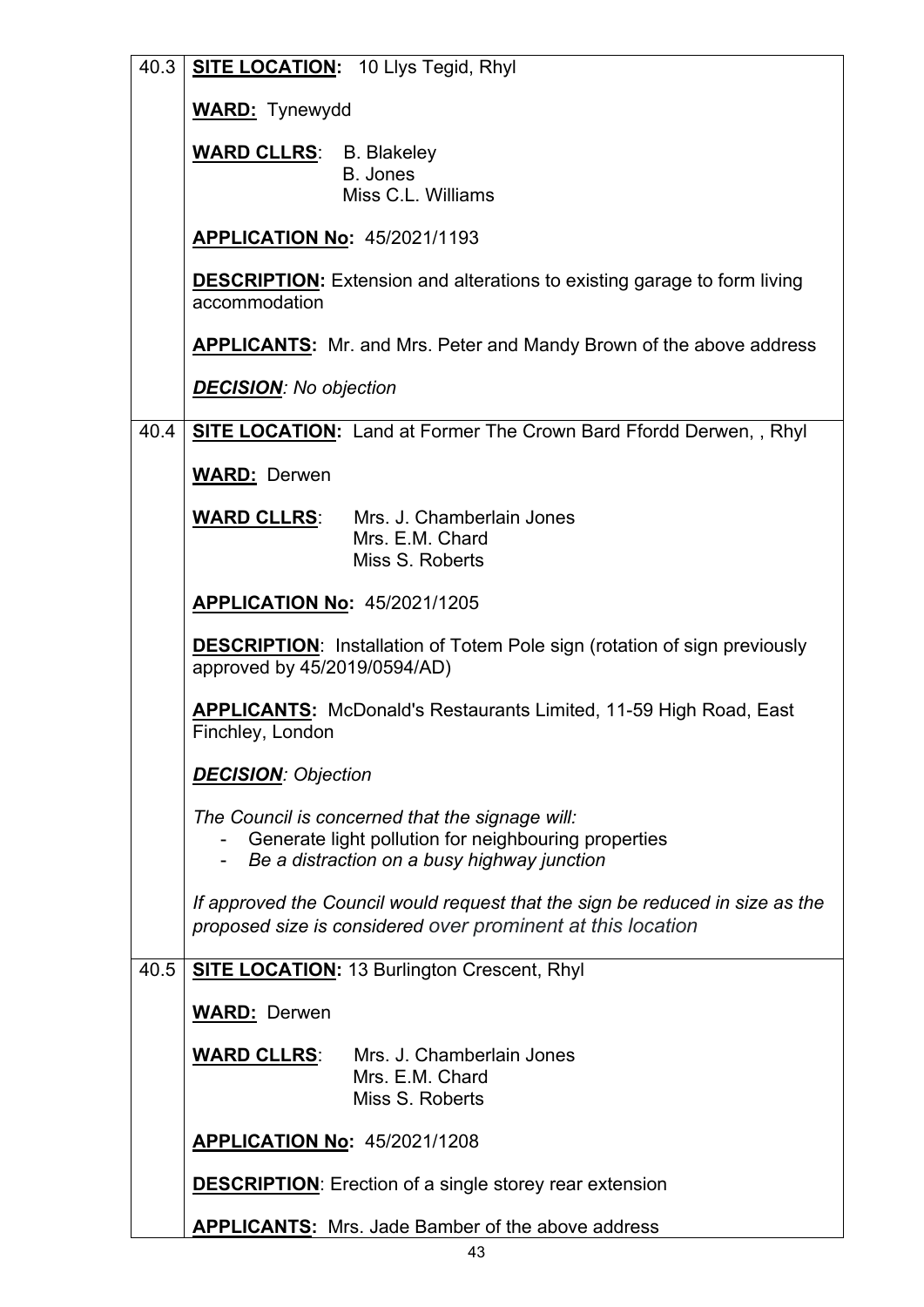| | |
|---|---|
| 40.3 | **SITE LOCATION:** 10 Llys Tegid, Rhyl<br><br>**WARD:** Tynewydd<br><br>**WARD CLLRS**: B. Blakeley<br>B. Jones<br>Miss C.L. Williams<br><br>**APPLICATION No:** 45/2021/1193<br><br>**DESCRIPTION:** Extension and alterations to existing garage to form living accommodation<br><br>**APPLICANTS:** Mr. and Mrs. Peter and Mandy Brown of the above address<br><br>***DECISION**: No objection* |
| 40.4 | **SITE LOCATION:** Land at Former The Crown Bard Ffordd Derwen, , Rhyl<br><br>**WARD:** Derwen<br><br>**WARD CLLRS**: Mrs. J. Chamberlain Jones<br>Mrs. E.M. Chard<br>Miss S. Roberts<br><br>**APPLICATION No:** 45/2021/1205<br><br>**DESCRIPTION**: Installation of Totem Pole sign (rotation of sign previously approved by 45/2019/0594/AD)<br><br>**APPLICANTS:** McDonald's Restaurants Limited, 11-59 High Road, East Finchley, London<br><br>***DECISION**: Objection*<br><br>*The Council is concerned that the signage will:*<br>- Generate light pollution for neighbouring properties<br>- *Be a distraction on a busy highway junction*<br><br>*If approved the Council would request that the sign be reduced in size as the proposed size is considered over prominent at this location* |
| 40.5 | **SITE LOCATION:** 13 Burlington Crescent, Rhyl<br><br>**WARD:** Derwen<br><br>**WARD CLLRS**: Mrs. J. Chamberlain Jones<br>Mrs. E.M. Chard<br>Miss S. Roberts<br><br>**APPLICATION No:** 45/2021/1208<br><br>**DESCRIPTION**: Erection of a single storey rear extension<br><br>**APPLICANTS:** Mrs. Jade Bamber of the above address |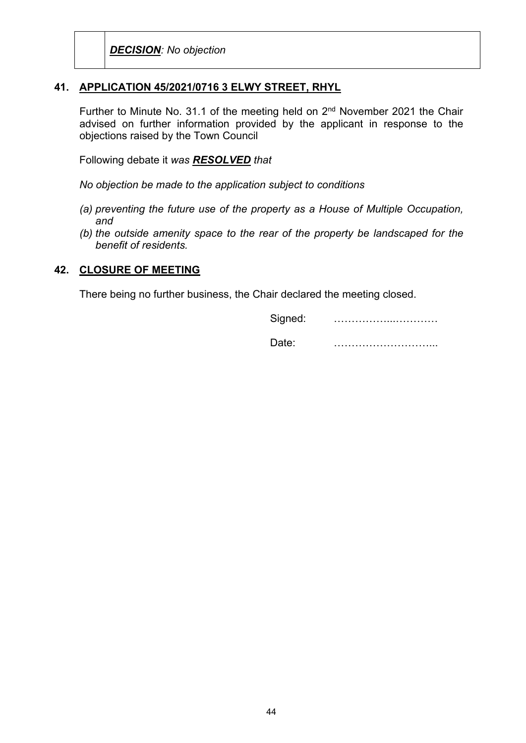| | |
|---|---|
| | ***DECISION**: No objection* |

## 41. APPLICATION 45/2021/0716 3 ELWY STREET, RHYL

Further to Minute No. 31.1 of the meeting held on 2nd November 2021 the Chair advised on further information provided by the applicant in response to the objections raised by the Town Council

Following debate it *was **RESOLVED** that*

*No objection be made to the application subject to conditions*

*(a) preventing the future use of the property as a House of Multiple Occupation, and*

*(b) the outside amenity space to the rear of the property be landscaped for the benefit of residents.*

## 42. CLOSURE OF MEETING

There being no further business, the Chair declared the meeting closed.

Signed: ……………...…………

Date: ………………………...